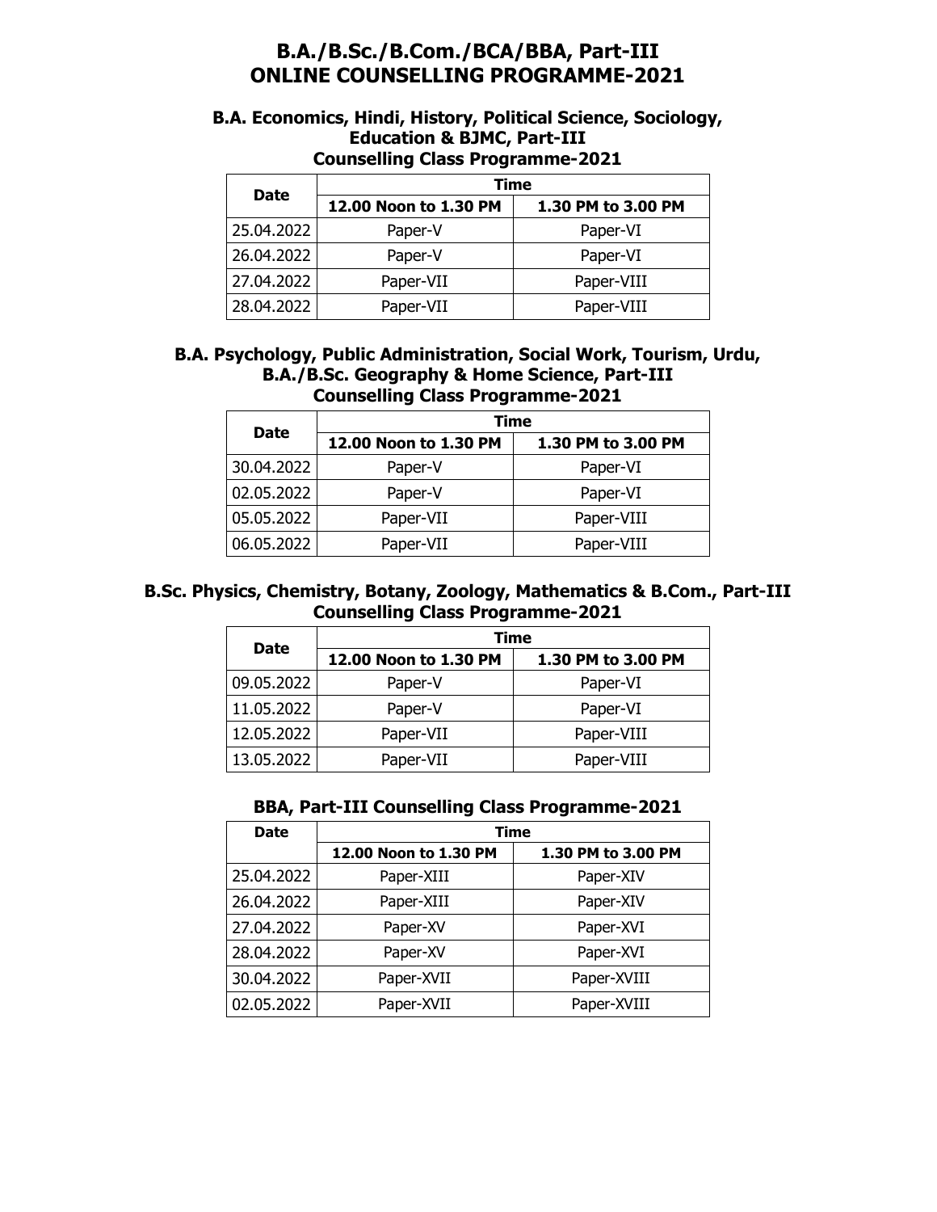# B.A./B.Sc./B.Com./BCA/BBA, Part-III
# ONLINE COUNSELLING PROGRAMME-2021

### B.A. Economics, Hindi, History, Political Science, Sociology, Education & BJMC, Part-III
### Counselling Class Programme-2021

| Date | Time | |
|---|---|---|
| | **12.00 Noon to 1.30 PM** | **1.30 PM to 3.00 PM** |
| 25.04.2022 | Paper-V | Paper-VI |
| 26.04.2022 | Paper-V | Paper-VI |
| 27.04.2022 | Paper-VII | Paper-VIII |
| 28.04.2022 | Paper-VII | Paper-VIII |

### B.A. Psychology, Public Administration, Social Work, Tourism, Urdu, B.A./B.Sc. Geography & Home Science, Part-III
### Counselling Class Programme-2021

| Date | Time | |
|---|---|---|
| | **12.00 Noon to 1.30 PM** | **1.30 PM to 3.00 PM** |
| 30.04.2022 | Paper-V | Paper-VI |
| 02.05.2022 | Paper-V | Paper-VI |
| 05.05.2022 | Paper-VII | Paper-VIII |
| 06.05.2022 | Paper-VII | Paper-VIII |

### B.Sc. Physics, Chemistry, Botany, Zoology, Mathematics & B.Com., Part-III
### Counselling Class Programme-2021

| Date | Time | |
|---|---|---|
| | **12.00 Noon to 1.30 PM** | **1.30 PM to 3.00 PM** |
| 09.05.2022 | Paper-V | Paper-VI |
| 11.05.2022 | Paper-V | Paper-VI |
| 12.05.2022 | Paper-VII | Paper-VIII |
| 13.05.2022 | Paper-VII | Paper-VIII |

### BBA, Part-III Counselling Class Programme-2021

| Date | Time | |
|---|---|---|
| | **12.00 Noon to 1.30 PM** | **1.30 PM to 3.00 PM** |
| 25.04.2022 | Paper-XIII | Paper-XIV |
| 26.04.2022 | Paper-XIII | Paper-XIV |
| 27.04.2022 | Paper-XV | Paper-XVI |
| 28.04.2022 | Paper-XV | Paper-XVI |
| 30.04.2022 | Paper-XVII | Paper-XVIII |
| 02.05.2022 | Paper-XVII | Paper-XVIII |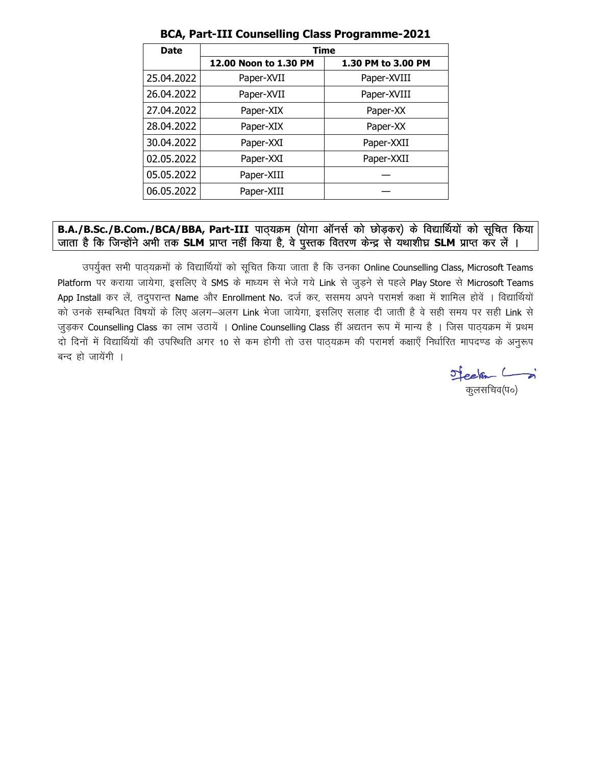## BCA, Part-III Counselling Class Programme-2021

| Date | Time | |
|---|---|---|
| | 12.00 Noon to 1.30 PM | 1.30 PM to 3.00 PM |
| 25.04.2022 | Paper-XVII | Paper-XVIII |
| 26.04.2022 | Paper-XVII | Paper-XVIII |
| 27.04.2022 | Paper-XIX | Paper-XX |
| 28.04.2022 | Paper-XIX | Paper-XX |
| 30.04.2022 | Paper-XXI | Paper-XXII |
| 02.05.2022 | Paper-XXI | Paper-XXII |
| 05.05.2022 | Paper-XIII | — |
| 06.05.2022 | Paper-XIII | — |

**B.A./B.Sc./B.Com./BCA/BBA, Part-III पाठ्यक्रम (योगा ऑनर्स को छोड़कर) के विद्यार्थियों को सूचित किया जाता है कि जिन्होंने अभी तक SLM प्राप्त नहीं किया है, वे पुस्तक वितरण केन्द्र से यथाशीघ्र SLM प्राप्त कर लें ।**

उपर्युक्त सभी पाठ्यक्रमों के विद्यार्थियों को सूचित किया जाता है कि उनका Online Counselling Class, Microsoft Teams Platform पर कराया जायेगा, इसलिए वे SMS के माध्यम से भेजे गये Link से जुड़ने से पहले Play Store से Microsoft Teams App Install कर लें, तदुपरान्त Name और Enrollment No. दर्ज कर, ससमय अपने परामर्श कक्षा में शामिल होवें । विद्यार्थियों को उनके सम्बन्धित विषयों के लिए अलग–अलग Link भेजा जायेगा, इसलिए सलाह दी जाती है वे सही समय पर सही Link से जुड़कर Counselling Class का लाभ उठायें । Online Counselling Class हीं अद्यतन रूप में मान्य है । जिस पाठ्यक्रम में प्रथम दो दिनों में विद्यार्थियों की उपस्थिति अगर 10 से कम होगी तो उस पाठ्यक्रम की परामर्श कक्षाएँ निर्धारित मापदण्ड के अनुरूप बन्द हो जायेंगी ।

कुलसचिव(प०)